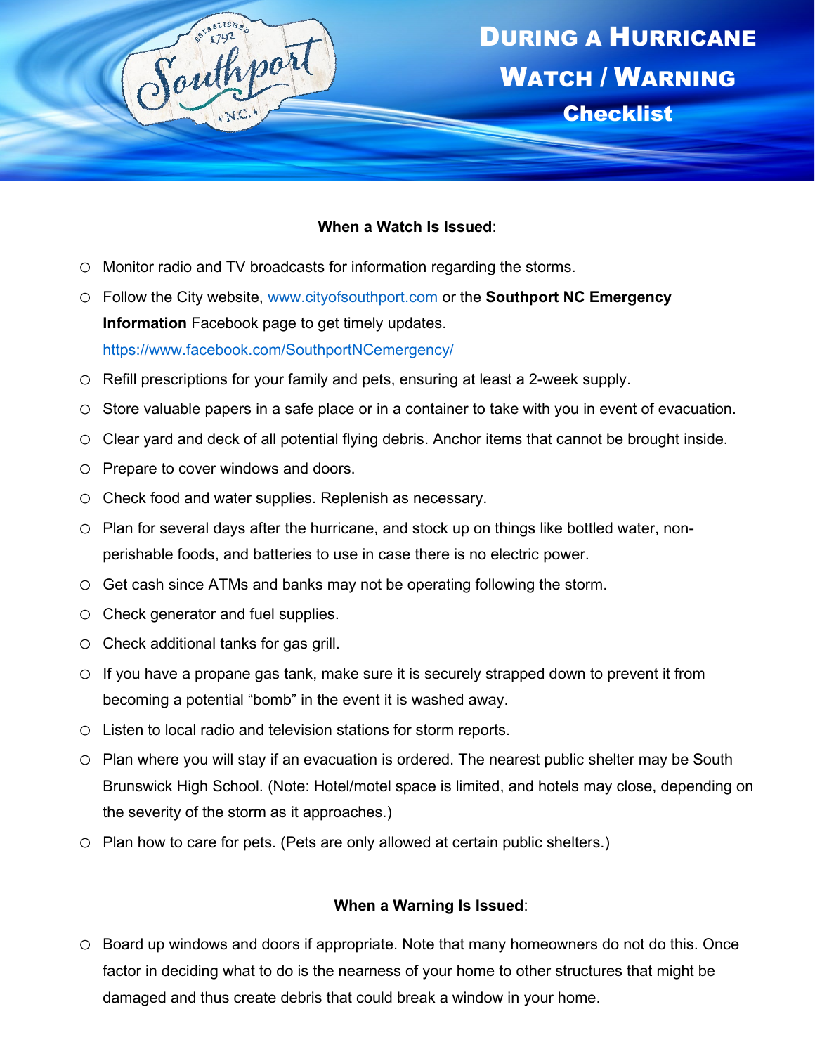# During a Hurricane Watch / Warning

## Checklist

**When a Watch Is Issued**:

- Monitor radio and TV broadcasts for information regarding the storms.
- Follow the City website, www.cityofsouthport.com or the **Southport NC Emergency Information** Facebook page to get timely updates. https://www.facebook.com/SouthportNCemergency/
- Refill prescriptions for your family and pets, ensuring at least a 2-week supply.
- Store valuable papers in a safe place or in a container to take with you in event of evacuation.
- Clear yard and deck of all potential flying debris. Anchor items that cannot be brought inside.
- Prepare to cover windows and doors.
- Check food and water supplies. Replenish as necessary.
- Plan for several days after the hurricane, and stock up on things like bottled water, non-perishable foods, and batteries to use in case there is no electric power.
- Get cash since ATMs and banks may not be operating following the storm.
- Check generator and fuel supplies.
- Check additional tanks for gas grill.
- If you have a propane gas tank, make sure it is securely strapped down to prevent it from becoming a potential "bomb" in the event it is washed away.
- Listen to local radio and television stations for storm reports.
- Plan where you will stay if an evacuation is ordered. The nearest public shelter may be South Brunswick High School. (Note: Hotel/motel space is limited, and hotels may close, depending on the severity of the storm as it approaches.)
- Plan how to care for pets. (Pets are only allowed at certain public shelters.)

**When a Warning Is Issued**:

- Board up windows and doors if appropriate. Note that many homeowners do not do this. Once factor in deciding what to do is the nearness of your home to other structures that might be damaged and thus create debris that could break a window in your home.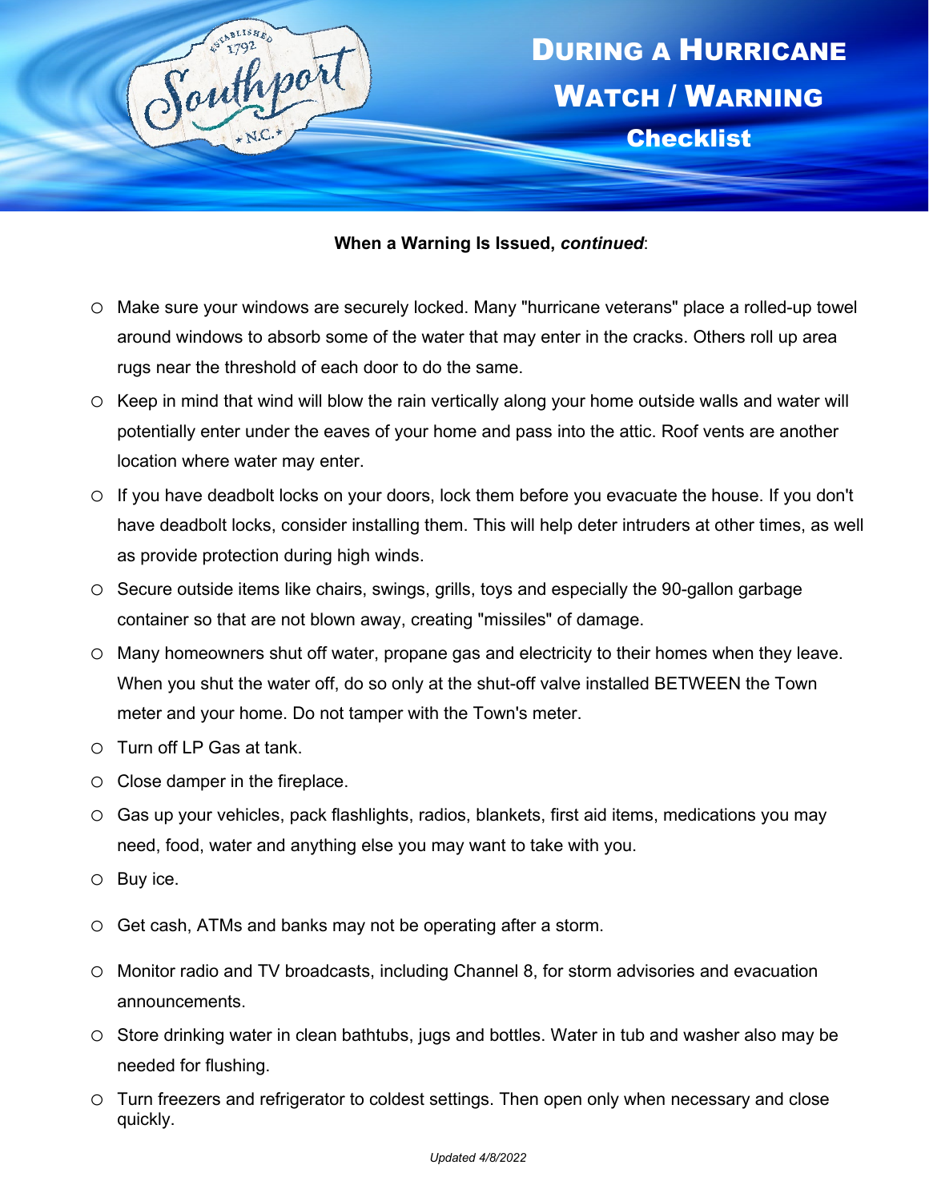# During a Hurricane Watch / Warning Checklist

**When a Warning Is Issued, *continued***:

- Make sure your windows are securely locked. Many "hurricane veterans" place a rolled-up towel around windows to absorb some of the water that may enter in the cracks. Others roll up area rugs near the threshold of each door to do the same.
- Keep in mind that wind will blow the rain vertically along your home outside walls and water will potentially enter under the eaves of your home and pass into the attic. Roof vents are another location where water may enter.
- If you have deadbolt locks on your doors, lock them before you evacuate the house. If you don't have deadbolt locks, consider installing them. This will help deter intruders at other times, as well as provide protection during high winds.
- Secure outside items like chairs, swings, grills, toys and especially the 90-gallon garbage container so that are not blown away, creating "missiles" of damage.
- Many homeowners shut off water, propane gas and electricity to their homes when they leave. When you shut the water off, do so only at the shut-off valve installed BETWEEN the Town meter and your home. Do not tamper with the Town's meter.
- Turn off LP Gas at tank.
- Close damper in the fireplace.
- Gas up your vehicles, pack flashlights, radios, blankets, first aid items, medications you may need, food, water and anything else you may want to take with you.
- Buy ice.
- Get cash, ATMs and banks may not be operating after a storm.
- Monitor radio and TV broadcasts, including Channel 8, for storm advisories and evacuation announcements.
- Store drinking water in clean bathtubs, jugs and bottles. Water in tub and washer also may be needed for flushing.
- Turn freezers and refrigerator to coldest settings. Then open only when necessary and close quickly.

*Updated 4/8/2022*